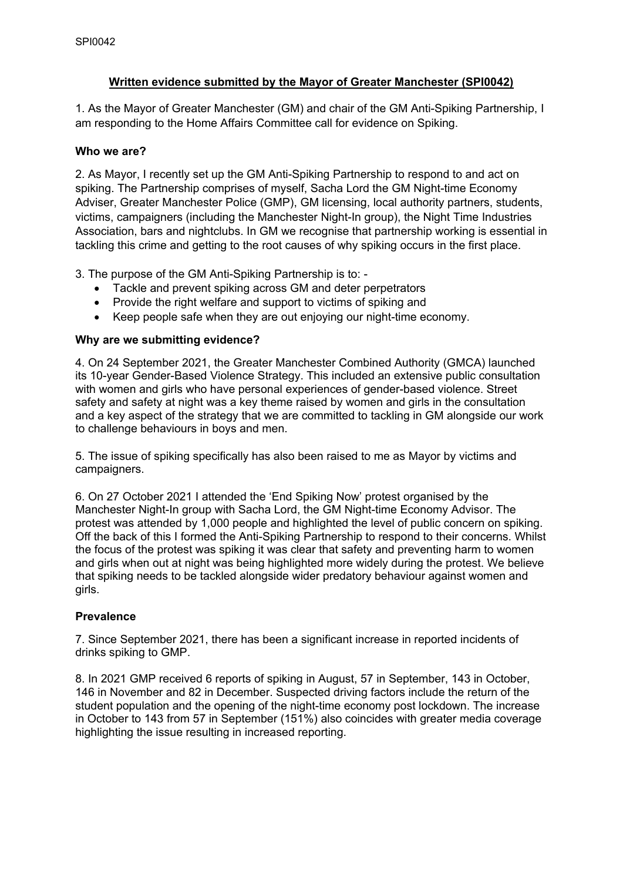# Written evidence submitted by the Mayor of Greater Manchester (SPI0042)

1. As the Mayor of Greater Manchester (GM) and chair of the GM Anti-Spiking Partnership, I am responding to the Home Affairs Committee call for evidence on Spiking.

### Who we are?

2. As Mayor, I recently set up the GM Anti-Spiking Partnership to respond to and act on spiking. The Partnership comprises of myself, Sacha Lord the GM Night-time Economy Adviser, Greater Manchester Police (GMP), GM licensing, local authority partners, students, victims, campaigners (including the Manchester Night-In group), the Night Time Industries Association, bars and nightclubs. In GM we recognise that partnership working is essential in tackling this crime and getting to the root causes of why spiking occurs in the first place.

3. The purpose of the GM Anti-Spiking Partnership is to: -

- Tackle and prevent spiking across GM and deter perpetrators
- Provide the right welfare and support to victims of spiking and
- Keep people safe when they are out enjoying our night-time economy.

### Why are we submitting evidence?

4. On 24 September 2021, the Greater Manchester Combined Authority (GMCA) launched its 10-year Gender-Based Violence Strategy. This included an extensive public consultation with women and girls who have personal experiences of gender-based violence. Street safety and safety at night was a key theme raised by women and girls in the consultation and a key aspect of the strategy that we are committed to tackling in GM alongside our work to challenge behaviours in boys and men.

5. The issue of spiking specifically has also been raised to me as Mayor by victims and campaigners.

6. On 27 October 2021 I attended the 'End Spiking Now' protest organised by the Manchester Night-In group with Sacha Lord, the GM Night-time Economy Advisor. The protest was attended by 1,000 people and highlighted the level of public concern on spiking. Off the back of this I formed the Anti-Spiking Partnership to respond to their concerns. Whilst the focus of the protest was spiking it was clear that safety and preventing harm to women and girls when out at night was being highlighted more widely during the protest. We believe that spiking needs to be tackled alongside wider predatory behaviour against women and girls.

### Prevalence

7. Since September 2021, there has been a significant increase in reported incidents of drinks spiking to GMP.

8. In 2021 GMP received 6 reports of spiking in August, 57 in September, 143 in October, 146 in November and 82 in December. Suspected driving factors include the return of the student population and the opening of the night-time economy post lockdown. The increase in October to 143 from 57 in September (151%) also coincides with greater media coverage highlighting the issue resulting in increased reporting.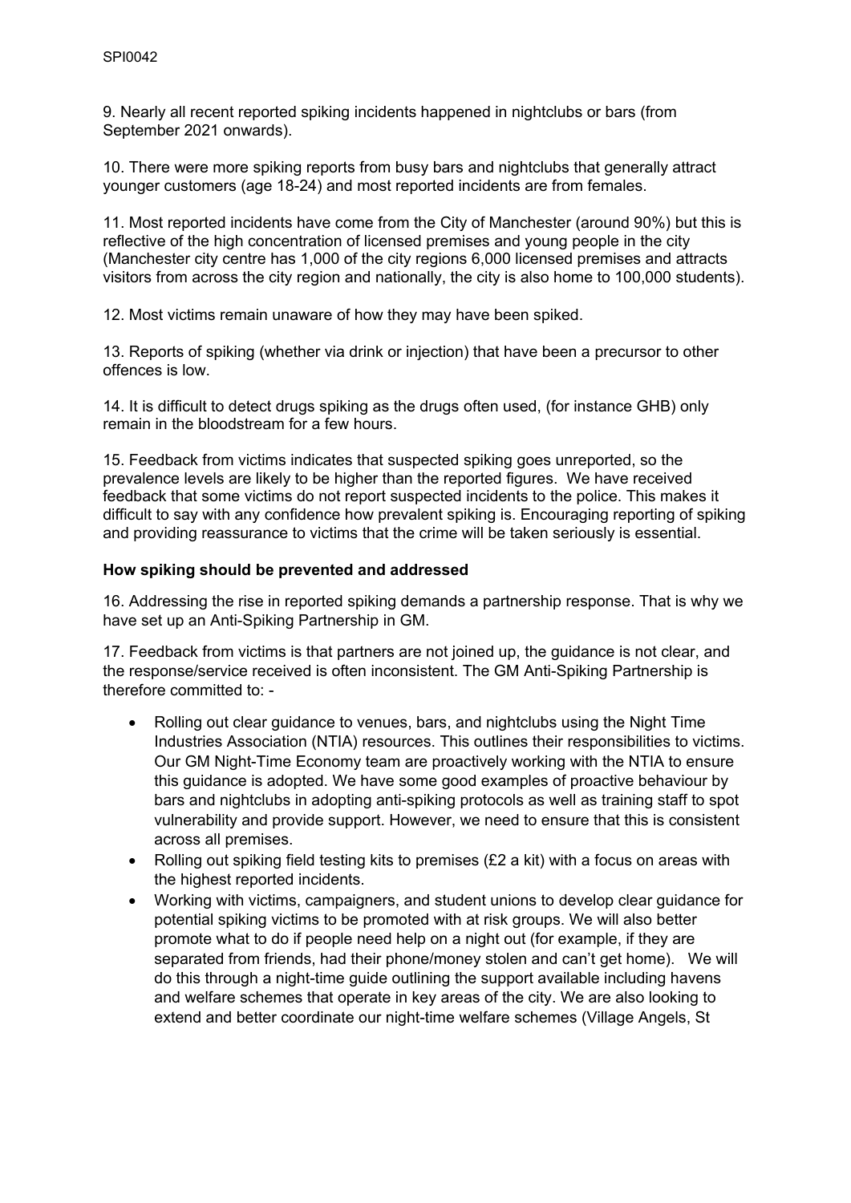9. Nearly all recent reported spiking incidents happened in nightclubs or bars (from September 2021 onwards).

10. There were more spiking reports from busy bars and nightclubs that generally attract younger customers (age 18-24) and most reported incidents are from females.

11. Most reported incidents have come from the City of Manchester (around 90%) but this is reflective of the high concentration of licensed premises and young people in the city (Manchester city centre has 1,000 of the city regions 6,000 licensed premises and attracts visitors from across the city region and nationally, the city is also home to 100,000 students).

12. Most victims remain unaware of how they may have been spiked.

13. Reports of spiking (whether via drink or injection) that have been a precursor to other offences is low.

14. It is difficult to detect drugs spiking as the drugs often used, (for instance GHB) only remain in the bloodstream for a few hours.

15. Feedback from victims indicates that suspected spiking goes unreported, so the prevalence levels are likely to be higher than the reported figures. We have received feedback that some victims do not report suspected incidents to the police. This makes it difficult to say with any confidence how prevalent spiking is. Encouraging reporting of spiking and providing reassurance to victims that the crime will be taken seriously is essential.

**How spiking should be prevented and addressed**

16. Addressing the rise in reported spiking demands a partnership response. That is why we have set up an Anti-Spiking Partnership in GM.

17. Feedback from victims is that partners are not joined up, the guidance is not clear, and the response/service received is often inconsistent. The GM Anti-Spiking Partnership is therefore committed to: -

- Rolling out clear guidance to venues, bars, and nightclubs using the Night Time Industries Association (NTIA) resources. This outlines their responsibilities to victims. Our GM Night-Time Economy team are proactively working with the NTIA to ensure this guidance is adopted. We have some good examples of proactive behaviour by bars and nightclubs in adopting anti-spiking protocols as well as training staff to spot vulnerability and provide support. However, we need to ensure that this is consistent across all premises.
- Rolling out spiking field testing kits to premises (£2 a kit) with a focus on areas with the highest reported incidents.
- Working with victims, campaigners, and student unions to develop clear guidance for potential spiking victims to be promoted with at risk groups. We will also better promote what to do if people need help on a night out (for example, if they are separated from friends, had their phone/money stolen and can't get home). We will do this through a night-time guide outlining the support available including havens and welfare schemes that operate in key areas of the city. We are also looking to extend and better coordinate our night-time welfare schemes (Village Angels, St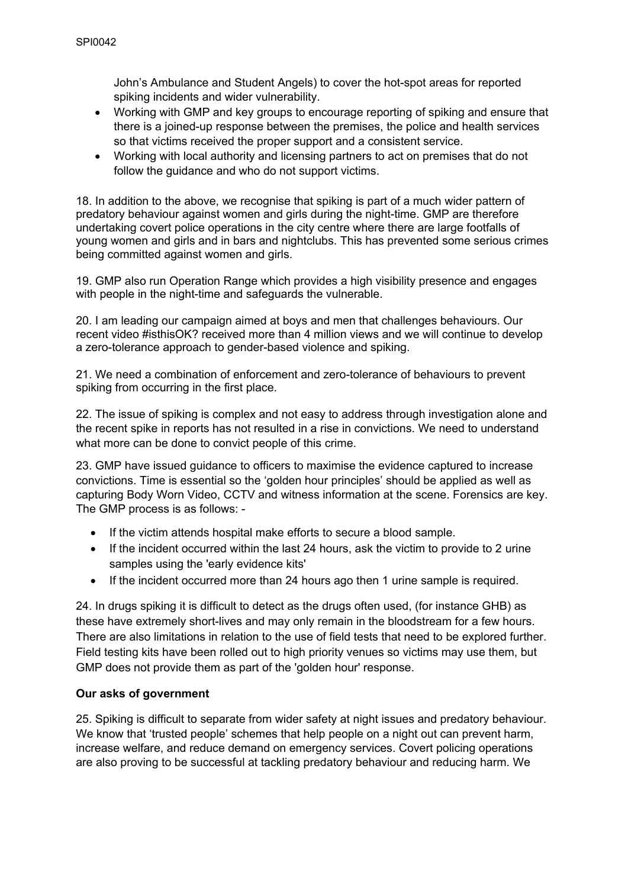John's Ambulance and Student Angels) to cover the hot-spot areas for reported spiking incidents and wider vulnerability.

- Working with GMP and key groups to encourage reporting of spiking and ensure that there is a joined-up response between the premises, the police and health services so that victims received the proper support and a consistent service.
- Working with local authority and licensing partners to act on premises that do not follow the guidance and who do not support victims.

18. In addition to the above, we recognise that spiking is part of a much wider pattern of predatory behaviour against women and girls during the night-time. GMP are therefore undertaking covert police operations in the city centre where there are large footfalls of young women and girls and in bars and nightclubs. This has prevented some serious crimes being committed against women and girls.

19. GMP also run Operation Range which provides a high visibility presence and engages with people in the night-time and safeguards the vulnerable.

20. I am leading our campaign aimed at boys and men that challenges behaviours. Our recent video #isthisOK? received more than 4 million views and we will continue to develop a zero-tolerance approach to gender-based violence and spiking.

21. We need a combination of enforcement and zero-tolerance of behaviours to prevent spiking from occurring in the first place.

22. The issue of spiking is complex and not easy to address through investigation alone and the recent spike in reports has not resulted in a rise in convictions. We need to understand what more can be done to convict people of this crime.

23. GMP have issued guidance to officers to maximise the evidence captured to increase convictions. Time is essential so the 'golden hour principles' should be applied as well as capturing Body Worn Video, CCTV and witness information at the scene. Forensics are key. The GMP process is as follows: -

- If the victim attends hospital make efforts to secure a blood sample.
- If the incident occurred within the last 24 hours, ask the victim to provide to 2 urine samples using the 'early evidence kits'
- If the incident occurred more than 24 hours ago then 1 urine sample is required.

24. In drugs spiking it is difficult to detect as the drugs often used, (for instance GHB) as these have extremely short-lives and may only remain in the bloodstream for a few hours. There are also limitations in relation to the use of field tests that need to be explored further. Field testing kits have been rolled out to high priority venues so victims may use them, but GMP does not provide them as part of the 'golden hour' response.

## Our asks of government

25. Spiking is difficult to separate from wider safety at night issues and predatory behaviour. We know that 'trusted people' schemes that help people on a night out can prevent harm, increase welfare, and reduce demand on emergency services. Covert policing operations are also proving to be successful at tackling predatory behaviour and reducing harm. We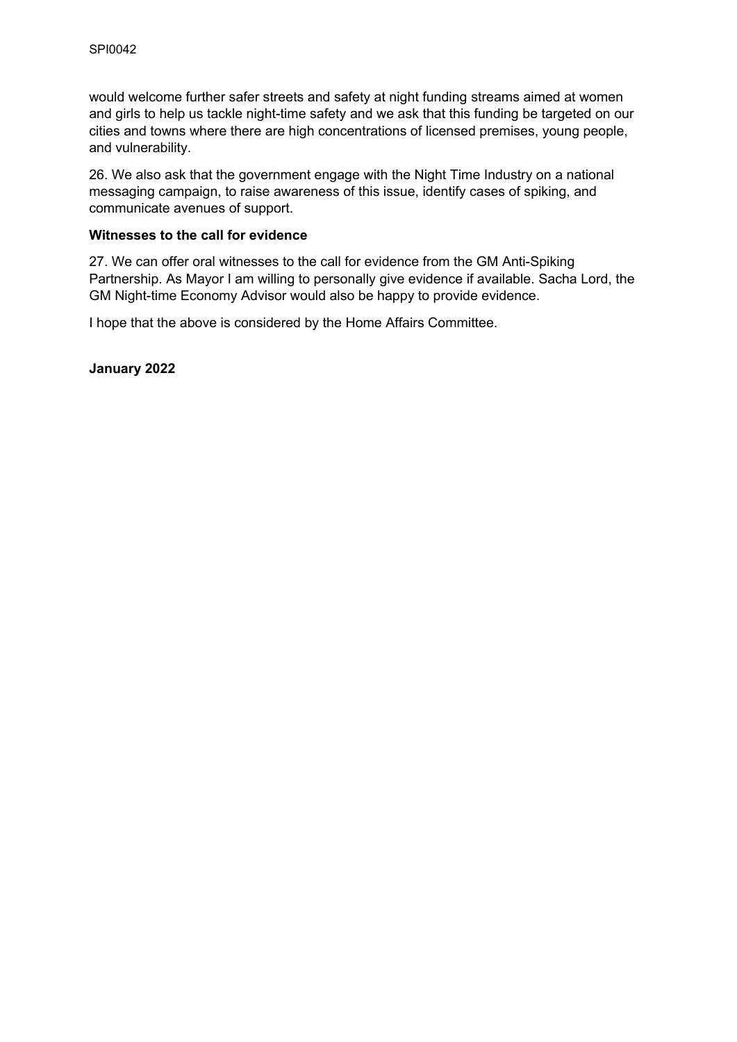would welcome further safer streets and safety at night funding streams aimed at women and girls to help us tackle night-time safety and we ask that this funding be targeted on our cities and towns where there are high concentrations of licensed premises, young people, and vulnerability.

26. We also ask that the government engage with the Night Time Industry on a national messaging campaign, to raise awareness of this issue, identify cases of spiking, and communicate avenues of support.

**Witnesses to the call for evidence**

27. We can offer oral witnesses to the call for evidence from the GM Anti-Spiking Partnership. As Mayor I am willing to personally give evidence if available. Sacha Lord, the GM Night-time Economy Advisor would also be happy to provide evidence.

I hope that the above is considered by the Home Affairs Committee.

**January 2022**